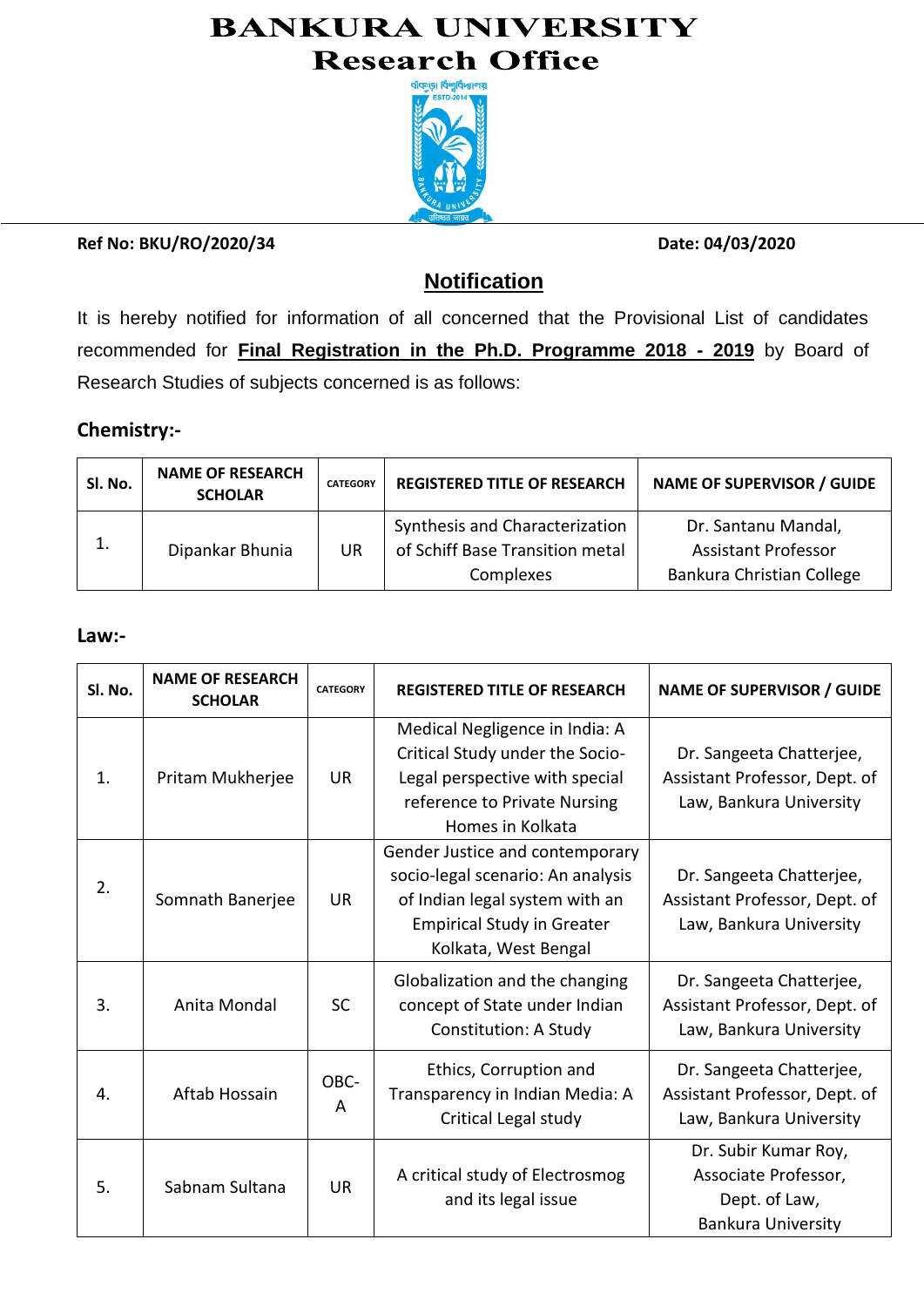# BANKURA UNIVERSITY
## Research Office

**Ref No: BKU/RO/2020/34** **Date: 04/03/2020**

## Notification

It is hereby notified for information of all concerned that the Provisional List of candidates recommended for **Final Registration in the Ph.D. Programme 2018 - 2019** by Board of Research Studies of subjects concerned is as follows:

### Chemistry:-

| Sl. No. | NAME OF RESEARCH SCHOLAR | CATEGORY | REGISTERED TITLE OF RESEARCH | NAME OF SUPERVISOR / GUIDE |
|---|---|---|---|---|
| 1. | Dipankar Bhunia | UR | Synthesis and Characterization of Schiff Base Transition metal Complexes | Dr. Santanu Mandal, Assistant Professor Bankura Christian College |

### Law:-

| Sl. No. | NAME OF RESEARCH SCHOLAR | CATEGORY | REGISTERED TITLE OF RESEARCH | NAME OF SUPERVISOR / GUIDE |
|---|---|---|---|---|
| 1. | Pritam Mukherjee | UR | Medical Negligence in India: A Critical Study under the Socio-Legal perspective with special reference to Private Nursing Homes in Kolkata | Dr. Sangeeta Chatterjee, Assistant Professor, Dept. of Law, Bankura University |
| 2. | Somnath Banerjee | UR | Gender Justice and contemporary socio-legal scenario: An analysis of Indian legal system with an Empirical Study in Greater Kolkata, West Bengal | Dr. Sangeeta Chatterjee, Assistant Professor, Dept. of Law, Bankura University |
| 3. | Anita Mondal | SC | Globalization and the changing concept of State under Indian Constitution: A Study | Dr. Sangeeta Chatterjee, Assistant Professor, Dept. of Law, Bankura University |
| 4. | Aftab Hossain | OBC-A | Ethics, Corruption and Transparency in Indian Media: A Critical Legal study | Dr. Sangeeta Chatterjee, Assistant Professor, Dept. of Law, Bankura University |
| 5. | Sabnam Sultana | UR | A critical study of Electrosmog and its legal issue | Dr. Subir Kumar Roy, Associate Professor, Dept. of Law, Bankura University |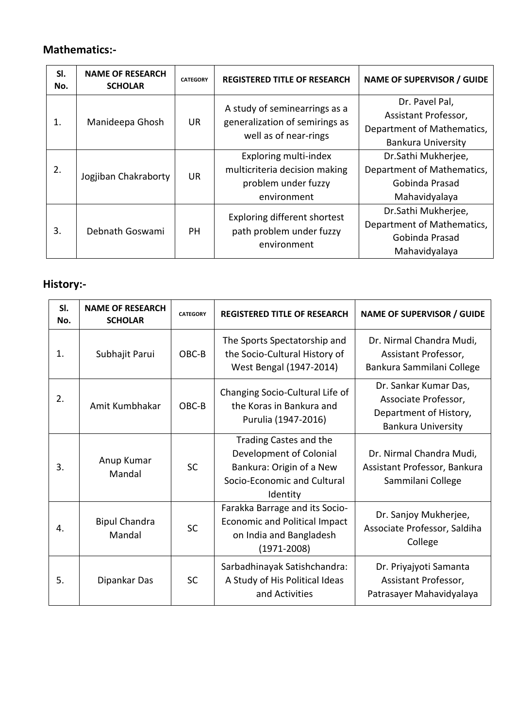## Mathematics:-

| Sl. No. | NAME OF RESEARCH SCHOLAR | CATEGORY | REGISTERED TITLE OF RESEARCH | NAME OF SUPERVISOR / GUIDE |
|---|---|---|---|---|
| 1. | Manideepa Ghosh | UR | A study of seminearrings as a generalization of semirings as well as of near-rings | Dr. Pavel Pal, Assistant Professor, Department of Mathematics, Bankura University |
| 2. | Jogjiban Chakraborty | UR | Exploring multi-index multicriteria decision making problem under fuzzy environment | Dr.Sathi Mukherjee, Department of Mathematics, Gobinda Prasad Mahavidyalaya |
| 3. | Debnath Goswami | PH | Exploring different shortest path problem under fuzzy environment | Dr.Sathi Mukherjee, Department of Mathematics, Gobinda Prasad Mahavidyalaya |

## History:-

| Sl. No. | NAME OF RESEARCH SCHOLAR | CATEGORY | REGISTERED TITLE OF RESEARCH | NAME OF SUPERVISOR / GUIDE |
|---|---|---|---|---|
| 1. | Subhajit Parui | OBC-B | The Sports Spectatorship and the Socio-Cultural History of West Bengal (1947-2014) | Dr. Nirmal Chandra Mudi, Assistant Professor, Bankura Sammilani College |
| 2. | Amit Kumbhakar | OBC-B | Changing Socio-Cultural Life of the Koras in Bankura and Purulia (1947-2016) | Dr. Sankar Kumar Das, Associate Professor, Department of History, Bankura University |
| 3. | Anup Kumar Mandal | SC | Trading Castes and the Development of Colonial Bankura: Origin of a New Socio-Economic and Cultural Identity | Dr. Nirmal Chandra Mudi, Assistant Professor, Bankura Sammilani College |
| 4. | Bipul Chandra Mandal | SC | Farakka Barrage and its Socio-Economic and Political Impact on India and Bangladesh (1971-2008) | Dr. Sanjoy Mukherjee, Associate Professor, Saldiha College |
| 5. | Dipankar Das | SC | Sarbadhinayak Satishchandra: A Study of His Political Ideas and Activities | Dr. Priyajyoti Samanta Assistant Professor, Patrasayer Mahavidyalaya |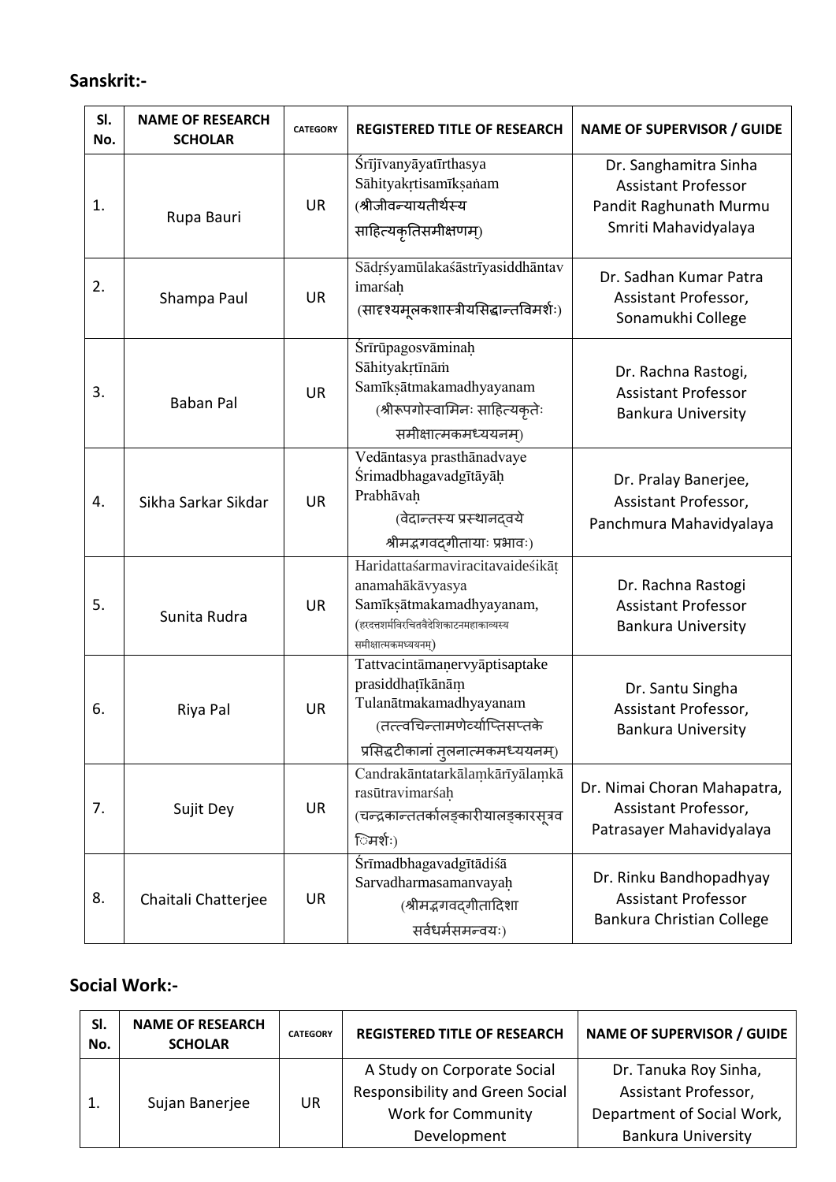## Sanskrit:-

| Sl. No. | NAME OF RESEARCH SCHOLAR | CATEGORY | REGISTERED TITLE OF RESEARCH | NAME OF SUPERVISOR / GUIDE |
|---|---|---|---|---|
| 1. | Rupa Bauri | UR | Śrījīvanyāyatīrthasya Sāhityakṛtisamīkṣaṅam (श्रीजीवन्यायतीर्थस्य साहित्यकृतिसमीक्षणम्) | Dr. Sanghamitra Sinha Assistant Professor Pandit Raghunath Murmu Smriti Mahavidyalaya |
| 2. | Shampa Paul | UR | Sādṛśyamūlakaśāstrīyasiddhāntavimarśaḥ (सादृश्यमूलकशास्त्रीयसिद्धान्तविमर्शः) | Dr. Sadhan Kumar Patra Assistant Professor, Sonamukhi College |
| 3. | Baban Pal | UR | Śrīrūpagosvāminaḥ Sāhityakṛtīnāṁ Samīkṣātmakamadhyayanam (श्रीरूपगोस्वामिनः साहित्यकृतेः समीक्षात्मकमध्ययनम्) | Dr. Rachna Rastogi, Assistant Professor Bankura University |
| 4. | Sikha Sarkar Sikdar | UR | Vedāntasya prasthānadvaye Śrimadbhagavadgītāyāḥ Prabhāvaḥ (वेदान्तस्य प्रस्थानद्वये श्रीमद्भगवद्गीतायाः प्रभावः) | Dr. Pralay Banerjee, Assistant Professor, Panchmura Mahavidyalaya |
| 5. | Sunita Rudra | UR | Haridattaśarmaviracitavaideśikāṭanamahākāvyasya Samīkṣātmakamadhyayanam, (हरदत्तशर्मविरचितवैदेशिकाटनमहाकाव्यस्य समीक्षात्मकमध्ययनम्) | Dr. Rachna Rastogi Assistant Professor Bankura University |
| 6. | Riya Pal | UR | Tattvacintāmaṇervyāptisaptake prasiddhaṭīkānāṃ Tulanātmakamadhyayanam (तत्त्वचिन्तामणेर्व्याप्तिसप्तके प्रसिद्धटीकानां तुलनात्मकमध्ययनम्) | Dr. Santu Singha Assistant Professor, Bankura University |
| 7. | Sujit Dey | UR | Candrakāntatarkālaṃkārīyālaṃkārasūtravimarśaḥ (चन्द्रकान्ततर्कालङ्कारीयालङ्कारसूत्रविमर्शः) | Dr. Nimai Choran Mahapatra, Assistant Professor, Patrasayer Mahavidyalaya |
| 8. | Chaitali Chatterjee | UR | Śrīmadbhagavadgītādiśā Sarvadharmasamanvayaḥ (श्रीमद्भगवद्गीतादिशा सर्वधर्मसमन्वयः) | Dr. Rinku Bandhopadhyay Assistant Professor Bankura Christian College |

## Social Work:-

| Sl. No. | NAME OF RESEARCH SCHOLAR | CATEGORY | REGISTERED TITLE OF RESEARCH | NAME OF SUPERVISOR / GUIDE |
|---|---|---|---|---|
| 1. | Sujan Banerjee | UR | A Study on Corporate Social Responsibility and Green Social Work for Community Development | Dr. Tanuka Roy Sinha, Assistant Professor, Department of Social Work, Bankura University |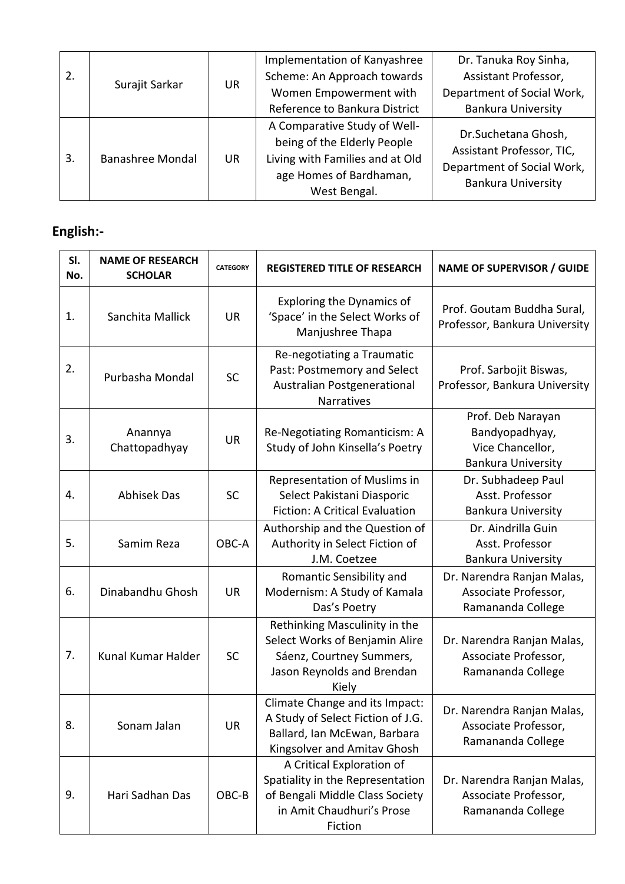| 2. | Surajit Sarkar | UR | Implementation of Kanyashree Scheme: An Approach towards Women Empowerment with Reference to Bankura District | Dr. Tanuka Roy Sinha, Assistant Professor, Department of Social Work, Bankura University |
|---|---|---|---|---|
| 3. | Banashree Mondal | UR | A Comparative Study of Well-being of the Elderly People Living with Families and at Old age Homes of Bardhaman, West Bengal. | Dr.Suchetana Ghosh, Assistant Professor, TIC, Department of Social Work, Bankura University |

## English:-

| Sl. No. | NAME OF RESEARCH SCHOLAR | CATEGORY | REGISTERED TITLE OF RESEARCH | NAME OF SUPERVISOR / GUIDE |
|---|---|---|---|---|
| 1. | Sanchita Mallick | UR | Exploring the Dynamics of 'Space' in the Select Works of Manjushree Thapa | Prof. Goutam Buddha Sural, Professor, Bankura University |
| 2. | Purbasha Mondal | SC | Re-negotiating a Traumatic Past: Postmemory and Select Australian Postgenerational Narratives | Prof. Sarbojit Biswas, Professor, Bankura University |
| 3. | Anannya Chattopadhyay | UR | Re-Negotiating Romanticism: A Study of John Kinsella's Poetry | Prof. Deb Narayan Bandyopadhyay, Vice Chancellor, Bankura University |
| 4. | Abhisek Das | SC | Representation of Muslims in Select Pakistani Diasporic Fiction: A Critical Evaluation | Dr. Subhadeep Paul Asst. Professor Bankura University |
| 5. | Samim Reza | OBC-A | Authorship and the Question of Authority in Select Fiction of J.M. Coetzee | Dr. Aindrilla Guin Asst. Professor Bankura University |
| 6. | Dinabandhu Ghosh | UR | Romantic Sensibility and Modernism: A Study of Kamala Das's Poetry | Dr. Narendra Ranjan Malas, Associate Professor, Ramananda College |
| 7. | Kunal Kumar Halder | SC | Rethinking Masculinity in the Select Works of Benjamin Alire Sáenz, Courtney Summers, Jason Reynolds and Brendan Kiely | Dr. Narendra Ranjan Malas, Associate Professor, Ramananda College |
| 8. | Sonam Jalan | UR | Climate Change and its Impact: A Study of Select Fiction of J.G. Ballard, Ian McEwan, Barbara Kingsolver and Amitav Ghosh | Dr. Narendra Ranjan Malas, Associate Professor, Ramananda College |
| 9. | Hari Sadhan Das | OBC-B | A Critical Exploration of Spatiality in the Representation of Bengali Middle Class Society in Amit Chaudhuri's Prose Fiction | Dr. Narendra Ranjan Malas, Associate Professor, Ramananda College |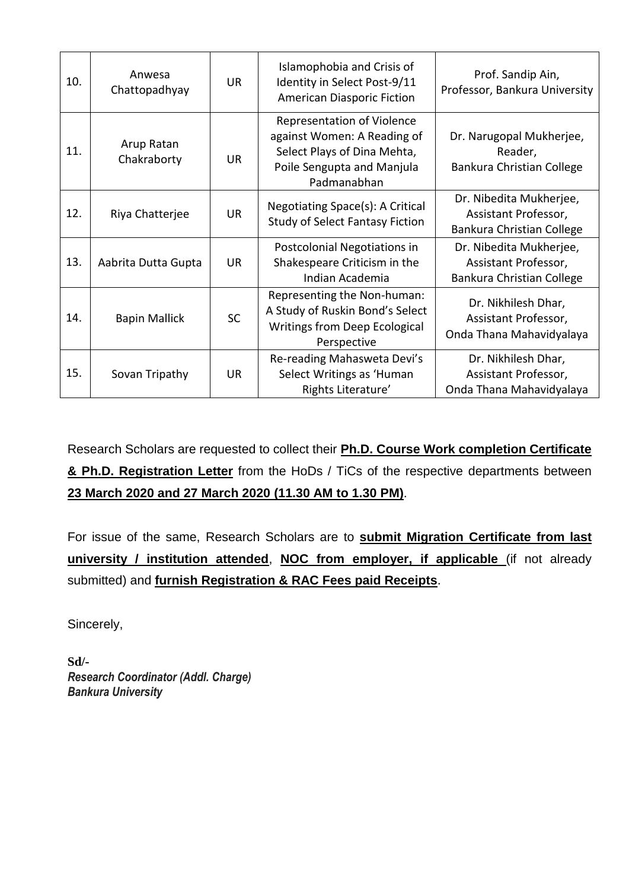| | | | | |
|---|---|---|---|---|
| 10. | Anwesa Chattopadhyay | UR | Islamophobia and Crisis of Identity in Select Post-9/11 American Diasporic Fiction | Prof. Sandip Ain, Professor, Bankura University |
| 11. | Arup Ratan Chakraborty | UR | Representation of Violence against Women: A Reading of Select Plays of Dina Mehta, Poile Sengupta and Manjula Padmanabhan | Dr. Narugopal Mukherjee, Reader, Bankura Christian College |
| 12. | Riya Chatterjee | UR | Negotiating Space(s): A Critical Study of Select Fantasy Fiction | Dr. Nibedita Mukherjee, Assistant Professor, Bankura Christian College |
| 13. | Aabrita Dutta Gupta | UR | Postcolonial Negotiations in Shakespeare Criticism in the Indian Academia | Dr. Nibedita Mukherjee, Assistant Professor, Bankura Christian College |
| 14. | Bapin Mallick | SC | Representing the Non-human: A Study of Ruskin Bond's Select Writings from Deep Ecological Perspective | Dr. Nikhilesh Dhar, Assistant Professor, Onda Thana Mahavidyalaya |
| 15. | Sovan Tripathy | UR | Re-reading Mahasweta Devi's Select Writings as 'Human Rights Literature' | Dr. Nikhilesh Dhar, Assistant Professor, Onda Thana Mahavidyalaya |

Research Scholars are requested to collect their **Ph.D. Course Work completion Certificate & Ph.D. Registration Letter** from the HoDs / TiCs of the respective departments between **23 March 2020 and 27 March 2020 (11.30 AM to 1.30 PM)**.

For issue of the same, Research Scholars are to **submit Migration Certificate from last university / institution attended**, **NOC from employer, if applicable** (if not already submitted) and **furnish Registration & RAC Fees paid Receipts**.

Sincerely,

**Sd/-**
***Research Coordinator (Addl. Charge)***
***Bankura University***